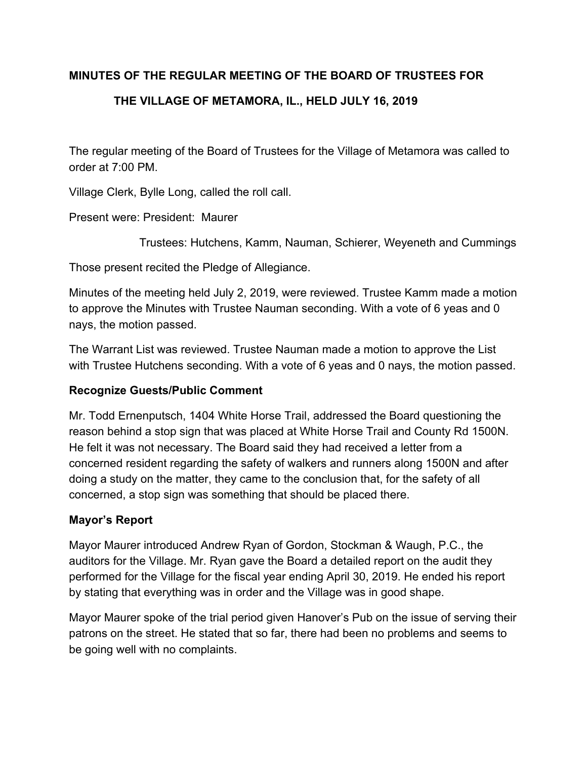**MINUTES OF THE REGULAR MEETING OF THE BOARD OF TRUSTEES FOR THE VILLAGE OF METAMORA, IL., HELD JULY 16, 2019**

The regular meeting of the Board of Trustees for the Village of Metamora was called to order at 7:00 PM.

Village Clerk, Bylle Long, called the roll call.

Present were: President: Maurer

Trustees: Hutchens, Kamm, Nauman, Schierer, Weyeneth and Cummings

Those present recited the Pledge of Allegiance.

Minutes of the meeting held July 2, 2019, were reviewed. Trustee Kamm made a motion to approve the Minutes with Trustee Nauman seconding. With a vote of 6 yeas and 0 nays, the motion passed.

The Warrant List was reviewed. Trustee Nauman made a motion to approve the List with Trustee Hutchens seconding. With a vote of 6 yeas and 0 nays, the motion passed.

**Recognize Guests/Public Comment**

Mr. Todd Ernenputsch, 1404 White Horse Trail, addressed the Board questioning the reason behind a stop sign that was placed at White Horse Trail and County Rd 1500N. He felt it was not necessary. The Board said they had received a letter from a concerned resident regarding the safety of walkers and runners along 1500N and after doing a study on the matter, they came to the conclusion that, for the safety of all concerned, a stop sign was something that should be placed there.

**Mayor's Report**

Mayor Maurer introduced Andrew Ryan of Gordon, Stockman & Waugh, P.C., the auditors for the Village. Mr. Ryan gave the Board a detailed report on the audit they performed for the Village for the fiscal year ending April 30, 2019. He ended his report by stating that everything was in order and the Village was in good shape.

Mayor Maurer spoke of the trial period given Hanover's Pub on the issue of serving their patrons on the street. He stated that so far, there had been no problems and seems to be going well with no complaints.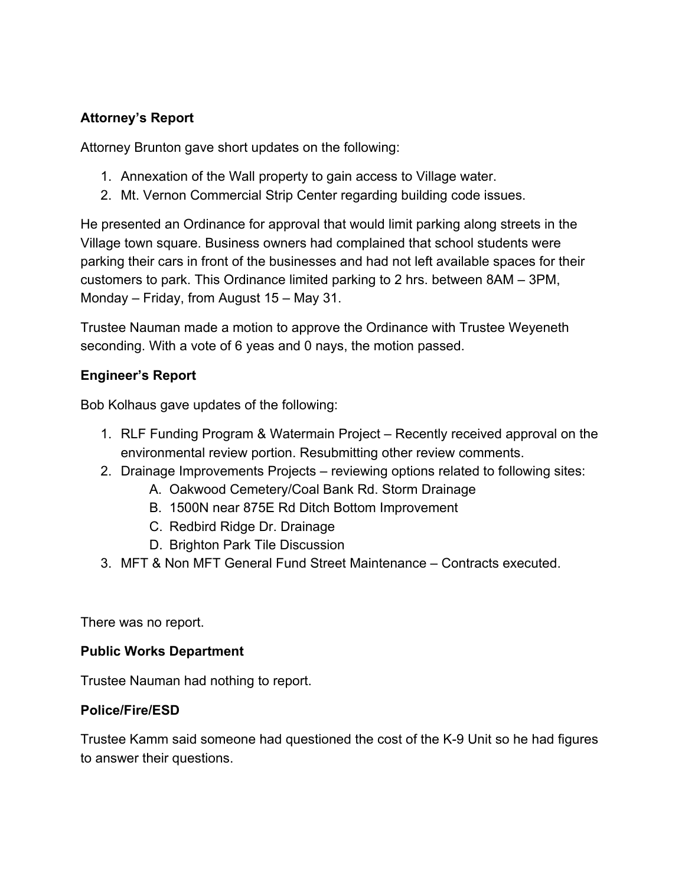**Attorney's Report**

Attorney Brunton gave short updates on the following:

1. Annexation of the Wall property to gain access to Village water.
2. Mt. Vernon Commercial Strip Center regarding building code issues.

He presented an Ordinance for approval that would limit parking along streets in the Village town square. Business owners had complained that school students were parking their cars in front of the businesses and had not left available spaces for their customers to park. This Ordinance limited parking to 2 hrs. between 8AM – 3PM, Monday – Friday, from August 15 – May 31.

Trustee Nauman made a motion to approve the Ordinance with Trustee Weyeneth seconding. With a vote of 6 yeas and 0 nays, the motion passed.

**Engineer's Report**

Bob Kolhaus gave updates of the following:

1. RLF Funding Program & Watermain Project – Recently received approval on the environmental review portion. Resubmitting other review comments.
2. Drainage Improvements Projects – reviewing options related to following sites:
   A. Oakwood Cemetery/Coal Bank Rd. Storm Drainage
   B. 1500N near 875E Rd Ditch Bottom Improvement
   C. Redbird Ridge Dr. Drainage
   D. Brighton Park Tile Discussion
3. MFT & Non MFT General Fund Street Maintenance – Contracts executed.

There was no report.

**Public Works Department**

Trustee Nauman had nothing to report.

**Police/Fire/ESD**

Trustee Kamm said someone had questioned the cost of the K-9 Unit so he had figures to answer their questions.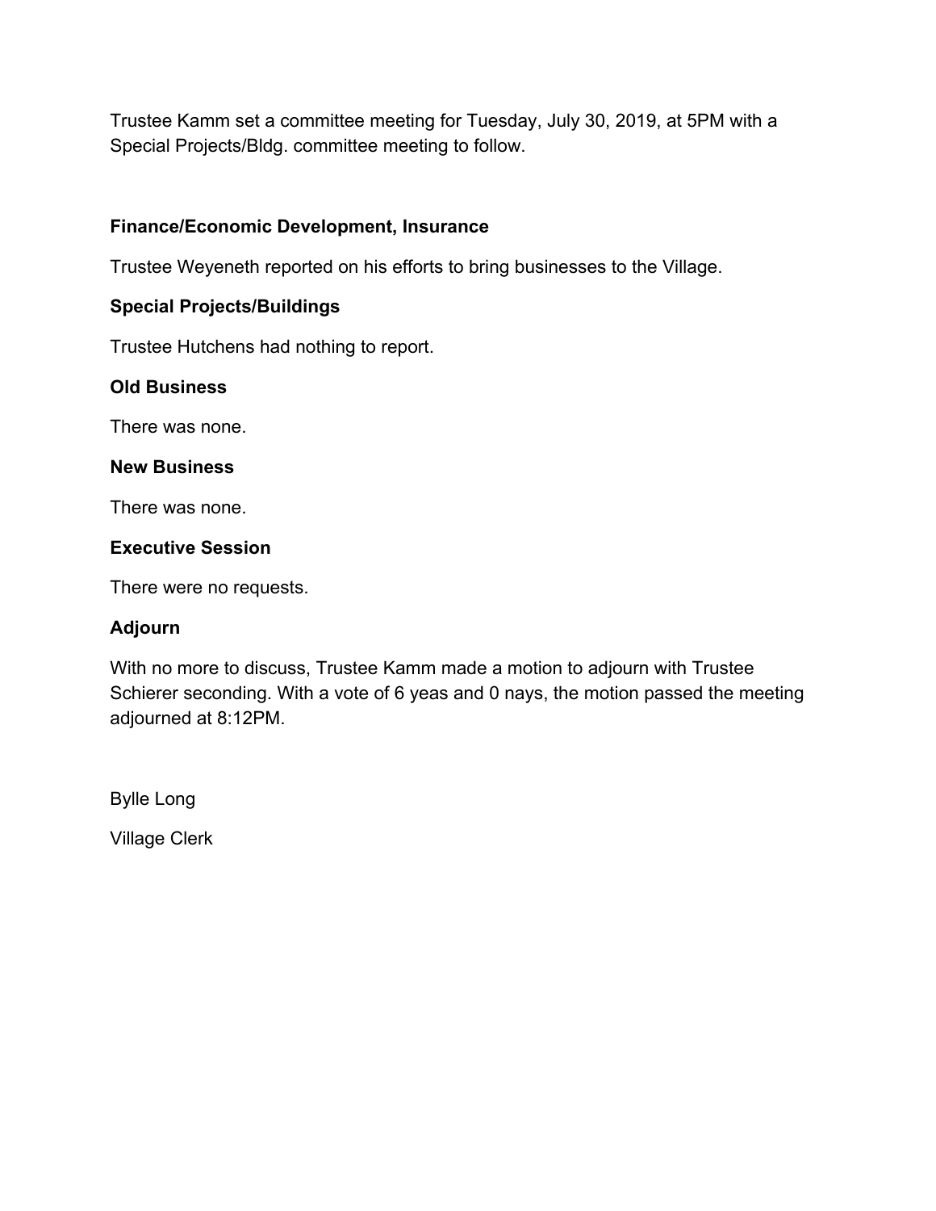Trustee Kamm set a committee meeting for Tuesday, July 30, 2019, at 5PM with a Special Projects/Bldg. committee meeting to follow.

**Finance/Economic Development, Insurance**

Trustee Weyeneth reported on his efforts to bring businesses to the Village.

**Special Projects/Buildings**

Trustee Hutchens had nothing to report.

**Old Business**

There was none.

**New Business**

There was none.

**Executive Session**

There were no requests.

**Adjourn**

With no more to discuss, Trustee Kamm made a motion to adjourn with Trustee Schierer seconding. With a vote of 6 yeas and 0 nays, the motion passed the meeting adjourned at 8:12PM.

Bylle Long

Village Clerk